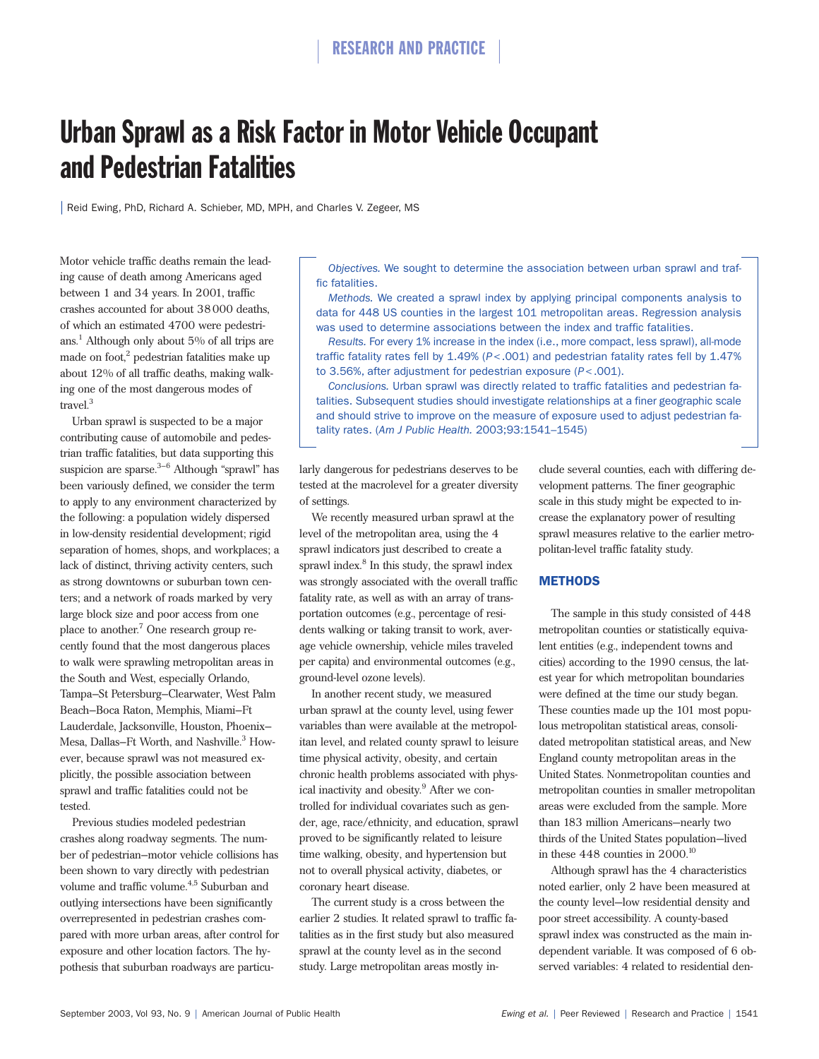RESEARCH AND PRACTICE

# Urban Sprawl as a Risk Factor in Motor Vehicle Occupant and Pedestrian Fatalities

Reid Ewing, PhD, Richard A. Schieber, MD, MPH, and Charles V. Zegeer, MS

*Objectives.* We sought to determine the association between urban sprawl and traffic fatalities.

*Methods.* We created a sprawl index by applying principal components analysis to data for 448 US counties in the largest 101 metropolitan areas. Regression analysis was used to determine associations between the index and traffic fatalities.

*Results.* For every 1% increase in the index (i.e., more compact, less sprawl), all-mode traffic fatality rates fell by 1.49% ($P<.001$) and pedestrian fatality rates fell by 1.47% to 3.56%, after adjustment for pedestrian exposure ($P<.001$).

*Conclusions.* Urban sprawl was directly related to traffic fatalities and pedestrian fatalities. Subsequent studies should investigate relationships at a finer geographic scale and should strive to improve on the measure of exposure used to adjust pedestrian fatality rates. (*Am J Public Health.* 2003;93:1541–1545)

Motor vehicle traffic deaths remain the leading cause of death among Americans aged between 1 and 34 years. In 2001, traffic crashes accounted for about 38 000 deaths, of which an estimated 4700 were pedestrians.[1] Although only about 5% of all trips are made on foot,[2] pedestrian fatalities make up about 12% of all traffic deaths, making walking one of the most dangerous modes of travel.[3]

Urban sprawl is suspected to be a major contributing cause of automobile and pedestrian traffic fatalities, but data supporting this suspicion are sparse.[3–6] Although "sprawl" has been variously defined, we consider the term to apply to any environment characterized by the following: a population widely dispersed in low-density residential development; rigid separation of homes, shops, and workplaces; a lack of distinct, thriving activity centers, such as strong downtowns or suburban town centers; and a network of roads marked by very large block size and poor access from one place to another.[7] One research group recently found that the most dangerous places to walk were sprawling metropolitan areas in the South and West, especially Orlando, Tampa–St Petersburg–Clearwater, West Palm Beach–Boca Raton, Memphis, Miami–Ft Lauderdale, Jacksonville, Houston, Phoenix–Mesa, Dallas–Ft Worth, and Nashville.[3] However, because sprawl was not measured explicitly, the possible association between sprawl and traffic fatalities could not be tested.

Previous studies modeled pedestrian crashes along roadway segments. The number of pedestrian–motor vehicle collisions has been shown to vary directly with pedestrian volume and traffic volume.[4,5] Suburban and outlying intersections have been significantly overrepresented in pedestrian crashes compared with more urban areas, after control for exposure and other location factors. The hypothesis that suburban roadways are particularly dangerous for pedestrians deserves to be tested at the macrolevel for a greater diversity of settings.

We recently measured urban sprawl at the level of the metropolitan area, using the 4 sprawl indicators just described to create a sprawl index.[8] In this study, the sprawl index was strongly associated with the overall traffic fatality rate, as well as with an array of transportation outcomes (e.g., percentage of residents walking or taking transit to work, average vehicle ownership, vehicle miles traveled per capita) and environmental outcomes (e.g., ground-level ozone levels).

In another recent study, we measured urban sprawl at the county level, using fewer variables than were available at the metropolitan level, and related county sprawl to leisure time physical activity, obesity, and certain chronic health problems associated with physical inactivity and obesity.[9] After we controlled for individual covariates such as gender, age, race/ethnicity, and education, sprawl proved to be significantly related to leisure time walking, obesity, and hypertension but not to overall physical activity, diabetes, or coronary heart disease.

The current study is a cross between the earlier 2 studies. It related sprawl to traffic fatalities as in the first study but also measured sprawl at the county level as in the second study. Large metropolitan areas mostly include several counties, each with differing development patterns. The finer geographic scale in this study might be expected to increase the explanatory power of resulting sprawl measures relative to the earlier metropolitan-level traffic fatality study.

## METHODS

The sample in this study consisted of 448 metropolitan counties or statistically equivalent entities (e.g., independent towns and cities) according to the 1990 census, the latest year for which metropolitan boundaries were defined at the time our study began. These counties made up the 101 most populous metropolitan statistical areas, consolidated metropolitan statistical areas, and New England county metropolitan areas in the United States. Nonmetropolitan counties and metropolitan counties in smaller metropolitan areas were excluded from the sample. More than 183 million Americans—nearly two thirds of the United States population—lived in these 448 counties in 2000.[10]

Although sprawl has the 4 characteristics noted earlier, only 2 have been measured at the county level—low residential density and poor street accessibility. A county-based sprawl index was constructed as the main independent variable. It was composed of 6 observed variables: 4 related to residential den-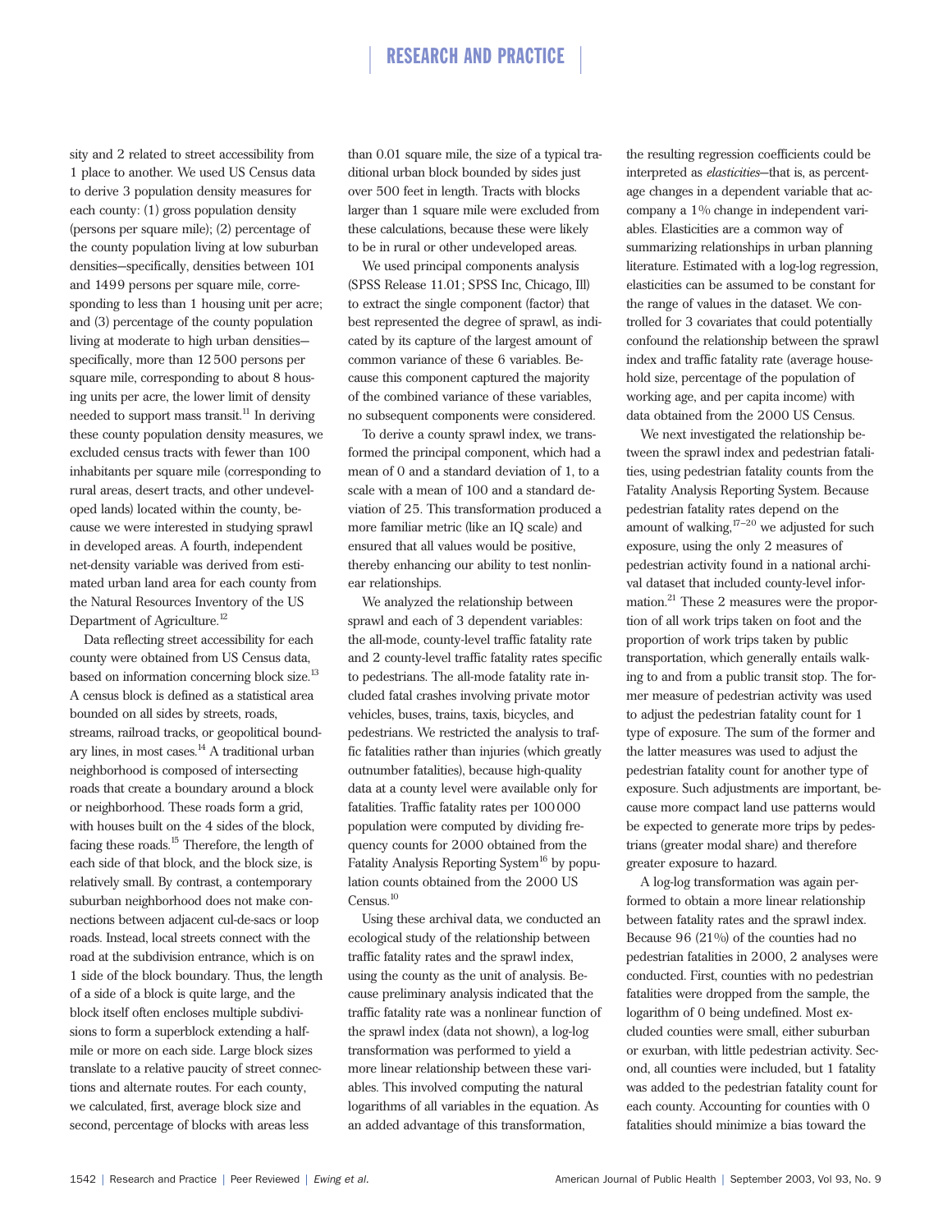sity and 2 related to street accessibility from 1 place to another. We used US Census data to derive 3 population density measures for each county: (1) gross population density (persons per square mile); (2) percentage of the county population living at low suburban densities—specifically, densities between 101 and 1499 persons per square mile, corresponding to less than 1 housing unit per acre; and (3) percentage of the county population living at moderate to high urban densities—specifically, more than 12 500 persons per square mile, corresponding to about 8 housing units per acre, the lower limit of density needed to support mass transit.[11] In deriving these county population density measures, we excluded census tracts with fewer than 100 inhabitants per square mile (corresponding to rural areas, desert tracts, and other undeveloped lands) located within the county, because we were interested in studying sprawl in developed areas. A fourth, independent net-density variable was derived from estimated urban land area for each county from the Natural Resources Inventory of the US Department of Agriculture.[12]

Data reflecting street accessibility for each county were obtained from US Census data, based on information concerning block size.[13] A census block is defined as a statistical area bounded on all sides by streets, roads, streams, railroad tracks, or geopolitical boundary lines, in most cases.[14] A traditional urban neighborhood is composed of intersecting roads that create a boundary around a block or neighborhood. These roads form a grid, with houses built on the 4 sides of the block, facing these roads.[15] Therefore, the length of each side of that block, and the block size, is relatively small. By contrast, a contemporary suburban neighborhood does not make connections between adjacent cul-de-sacs or loop roads. Instead, local streets connect with the road at the subdivision entrance, which is on 1 side of the block boundary. Thus, the length of a side of a block is quite large, and the block itself often encloses multiple subdivisions to form a superblock extending a half-mile or more on each side. Large block sizes translate to a relative paucity of street connections and alternate routes. For each county, we calculated, first, average block size and second, percentage of blocks with areas less than 0.01 square mile, the size of a typical traditional urban block bounded by sides just over 500 feet in length. Tracts with blocks larger than 1 square mile were excluded from these calculations, because these were likely to be in rural or other undeveloped areas.

We used principal components analysis (SPSS Release 11.01; SPSS Inc, Chicago, Ill) to extract the single component (factor) that best represented the degree of sprawl, as indicated by its capture of the largest amount of common variance of these 6 variables. Because this component captured the majority of the combined variance of these variables, no subsequent components were considered.

To derive a county sprawl index, we transformed the principal component, which had a mean of 0 and a standard deviation of 1, to a scale with a mean of 100 and a standard deviation of 25. This transformation produced a more familiar metric (like an IQ scale) and ensured that all values would be positive, thereby enhancing our ability to test nonlinear relationships.

We analyzed the relationship between sprawl and each of 3 dependent variables: the all-mode, county-level traffic fatality rate and 2 county-level traffic fatality rates specific to pedestrians. The all-mode fatality rate included fatal crashes involving private motor vehicles, buses, trains, taxis, bicycles, and pedestrians. We restricted the analysis to traffic fatalities rather than injuries (which greatly outnumber fatalities), because high-quality data at a county level were available only for fatalities. Traffic fatality rates per 100 000 population were computed by dividing frequency counts for 2000 obtained from the Fatality Analysis Reporting System[16] by population counts obtained from the 2000 US Census.[10]

Using these archival data, we conducted an ecological study of the relationship between traffic fatality rates and the sprawl index, using the county as the unit of analysis. Because preliminary analysis indicated that the traffic fatality rate was a nonlinear function of the sprawl index (data not shown), a log-log transformation was performed to yield a more linear relationship between these variables. This involved computing the natural logarithms of all variables in the equation. As an added advantage of this transformation, the resulting regression coefficients could be interpreted as *elasticities*—that is, as percentage changes in a dependent variable that accompany a 1% change in independent variables. Elasticities are a common way of summarizing relationships in urban planning literature. Estimated with a log-log regression, elasticities can be assumed to be constant for the range of values in the dataset. We controlled for 3 covariates that could potentially confound the relationship between the sprawl index and traffic fatality rate (average household size, percentage of the population of working age, and per capita income) with data obtained from the 2000 US Census.

We next investigated the relationship between the sprawl index and pedestrian fatalities, using pedestrian fatality counts from the Fatality Analysis Reporting System. Because pedestrian fatality rates depend on the amount of walking,[17–20] we adjusted for such exposure, using the only 2 measures of pedestrian activity found in a national archival dataset that included county-level information.[21] These 2 measures were the proportion of all work trips taken on foot and the proportion of work trips taken by public transportation, which generally entails walking to and from a public transit stop. The former measure of pedestrian activity was used to adjust the pedestrian fatality count for 1 type of exposure. The sum of the former and the latter measures was used to adjust the pedestrian fatality count for another type of exposure. Such adjustments are important, because more compact land use patterns would be expected to generate more trips by pedestrians (greater modal share) and therefore greater exposure to hazard.

A log-log transformation was again performed to obtain a more linear relationship between fatality rates and the sprawl index. Because 96 (21%) of the counties had no pedestrian fatalities in 2000, 2 analyses were conducted. First, counties with no pedestrian fatalities were dropped from the sample, the logarithm of 0 being undefined. Most excluded counties were small, either suburban or exurban, with little pedestrian activity. Second, all counties were included, but 1 fatality was added to the pedestrian fatality count for each county. Accounting for counties with 0 fatalities should minimize a bias toward the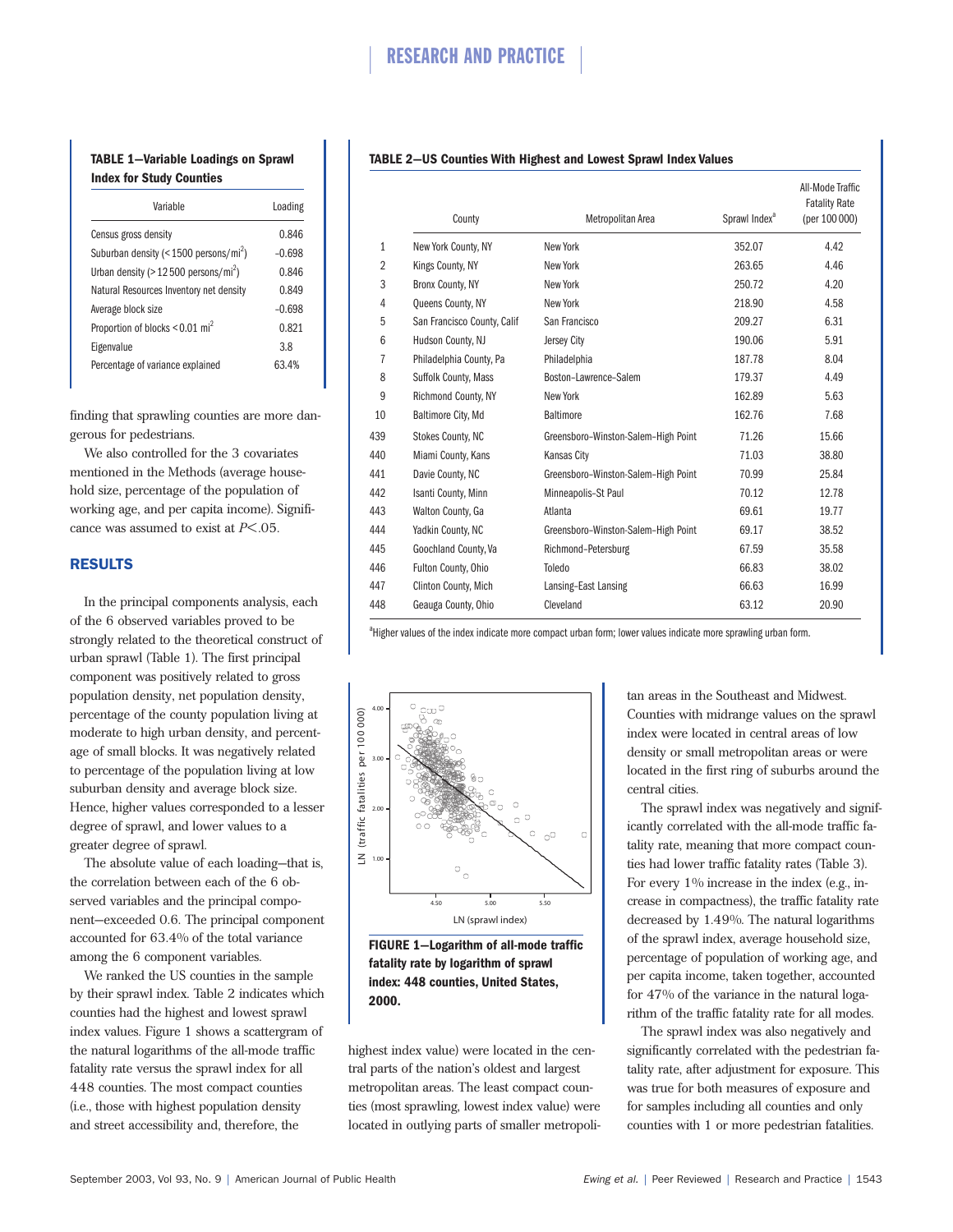**TABLE 1—Variable Loadings on Sprawl Index for Study Counties**

| Variable | Loading |
|---|---|
| Census gross density | 0.846 |
| Suburban density (< 1500 persons/mi$^2$) | −0.698 |
| Urban density (> 12 500 persons/mi$^2$) | 0.846 |
| Natural Resources Inventory net density | 0.849 |
| Average block size | −0.698 |
| Proportion of blocks < 0.01 mi$^2$ | 0.821 |
| Eigenvalue | 3.8 |
| Percentage of variance explained | 63.4% |

finding that sprawling counties are more dangerous for pedestrians.

We also controlled for the 3 covariates mentioned in the Methods (average household size, percentage of the population of working age, and per capita income). Significance was assumed to exist at $P<.05$.

## RESULTS

In the principal components analysis, each of the 6 observed variables proved to be strongly related to the theoretical construct of urban sprawl (Table 1). The first principal component was positively related to gross population density, net population density, percentage of the county population living at moderate to high urban density, and percentage of small blocks. It was negatively related to percentage of the population living at low suburban density and average block size. Hence, higher values corresponded to a lesser degree of sprawl, and lower values to a greater degree of sprawl.

The absolute value of each loading—that is, the correlation between each of the 6 observed variables and the principal component—exceeded 0.6. The principal component accounted for 63.4% of the total variance among the 6 component variables.

We ranked the US counties in the sample by their sprawl index. Table 2 indicates which counties had the highest and lowest sprawl index values. Figure 1 shows a scattergram of the natural logarithms of the all-mode traffic fatality rate versus the sprawl index for all 448 counties. The most compact counties (i.e., those with highest population density and street accessibility and, therefore, the highest index value) were located in the central parts of the nation's oldest and largest metropolitan areas. The least compact counties (most sprawling, lowest index value) were located in outlying parts of smaller metropolitan areas in the Southeast and Midwest. Counties with midrange values on the sprawl index were located in central areas of low density or small metropolitan areas or were located in the first ring of suburbs around the central cities.

**TABLE 2—US Counties With Highest and Lowest Sprawl Index Values**

| | County | Metropolitan Area | Sprawl Index[a] | All-Mode Traffic Fatality Rate (per 100 000) |
|---|---|---|---|---|
| 1 | New York County, NY | New York | 352.07 | 4.42 |
| 2 | Kings County, NY | New York | 263.65 | 4.46 |
| 3 | Bronx County, NY | New York | 250.72 | 4.20 |
| 4 | Queens County, NY | New York | 218.90 | 4.58 |
| 5 | San Francisco County, Calif | San Francisco | 209.27 | 6.31 |
| 6 | Hudson County, NJ | Jersey City | 190.06 | 5.91 |
| 7 | Philadelphia County, Pa | Philadelphia | 187.78 | 8.04 |
| 8 | Suffolk County, Mass | Boston–Lawrence–Salem | 179.37 | 4.49 |
| 9 | Richmond County, NY | New York | 162.89 | 5.63 |
| 10 | Baltimore City, Md | Baltimore | 162.76 | 7.68 |
| 439 | Stokes County, NC | Greensboro–Winston-Salem–High Point | 71.26 | 15.66 |
| 440 | Miami County, Kans | Kansas City | 71.03 | 38.80 |
| 441 | Davie County, NC | Greensboro–Winston-Salem–High Point | 70.99 | 25.84 |
| 442 | Isanti County, Minn | Minneapolis–St Paul | 70.12 | 12.78 |
| 443 | Walton County, Ga | Atlanta | 69.61 | 19.77 |
| 444 | Yadkin County, NC | Greensboro–Winston-Salem–High Point | 69.17 | 38.52 |
| 445 | Goochland County, Va | Richmond–Petersburg | 67.59 | 35.58 |
| 446 | Fulton County, Ohio | Toledo | 66.83 | 38.02 |
| 447 | Clinton County, Mich | Lansing–East Lansing | 66.63 | 16.99 |
| 448 | Geauga County, Ohio | Cleveland | 63.12 | 20.90 |

[a]Higher values of the index indicate more compact urban form; lower values indicate more sprawling urban form.

**FIGURE 1—Logarithm of all-mode traffic fatality rate by logarithm of sprawl index: 448 counties, United States, 2000.**

The sprawl index was negatively and significantly correlated with the all-mode traffic fatality rate, meaning that more compact counties had lower traffic fatality rates (Table 3). For every 1% increase in the index (e.g., increase in compactness), the traffic fatality rate decreased by 1.49%. The natural logarithms of the sprawl index, average household size, percentage of population of working age, and per capita income, taken together, accounted for 47% of the variance in the natural logarithm of the traffic fatality rate for all modes.

The sprawl index was also negatively and significantly correlated with the pedestrian fatality rate, after adjustment for exposure. This was true for both measures of exposure and for samples including all counties and only counties with 1 or more pedestrian fatalities.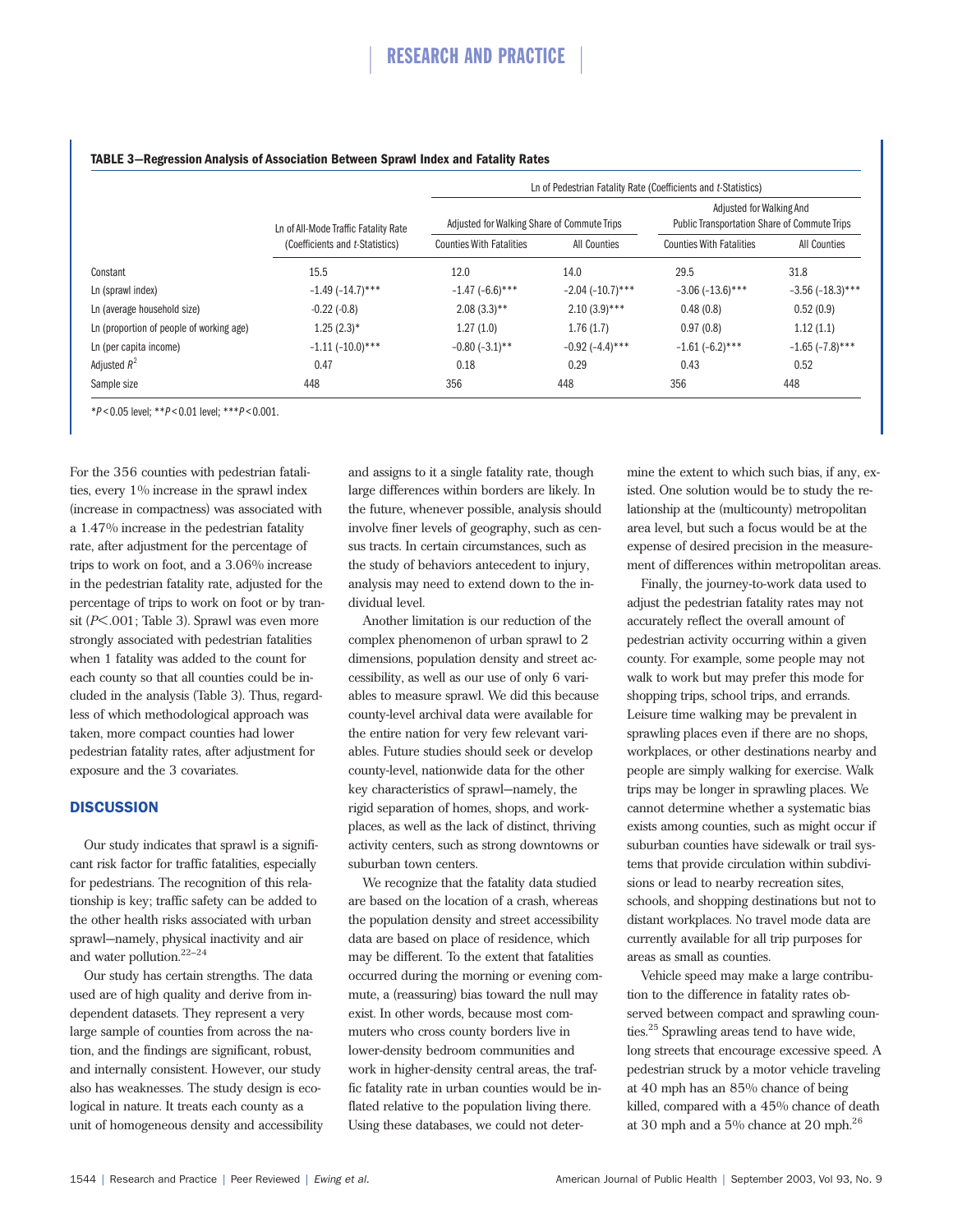**TABLE 3—Regression Analysis of Association Between Sprawl Index and Fatality Rates**

| | Ln of All-Mode Traffic Fatality Rate (Coefficients and *t*-Statistics) | Ln of Pedestrian Fatality Rate (Coefficients and *t*-Statistics) | | | |
|---|---|---|---|---|---|
| | | Adjusted for Walking Share of Commute Trips | | Adjusted for Walking And Public Transportation Share of Commute Trips | |
| | | Counties With Fatalities | All Counties | Counties With Fatalities | All Counties |
| Constant | 15.5 | 12.0 | 14.0 | 29.5 | 31.8 |
| Ln (sprawl index) | −1.49 (−14.7)*** | −1.47 (−6.6)*** | −2.04 (−10.7)*** | −3.06 (−13.6)*** | −3.56 (−18.3)*** |
| Ln (average household size) | -0.22 (-0.8) | 2.08 (3.3)** | 2.10 (3.9)*** | 0.48 (0.8) | 0.52 (0.9) |
| Ln (proportion of people of working age) | 1.25 (2.3)* | 1.27 (1.0) | 1.76 (1.7) | 0.97 (0.8) | 1.12 (1.1) |
| Ln (per capita income) | −1.11 (−10.0)*** | −0.80 (−3.1)** | −0.92 (−4.4)*** | −1.61 (−6.2)*** | −1.65 (−7.8)*** |
| Adjusted $R^2$ | 0.47 | 0.18 | 0.29 | 0.43 | 0.52 |
| Sample size | 448 | 356 | 448 | 356 | 448 |

*$P<0.05$ level; **$P<0.01$ level; ***$P<0.001$.

For the 356 counties with pedestrian fatalities, every 1% increase in the sprawl index (increase in compactness) was associated with a 1.47% increase in the pedestrian fatality rate, after adjustment for the percentage of trips to work on foot, and a 3.06% increase in the pedestrian fatality rate, adjusted for the percentage of trips to work on foot or by transit ($P<.001$; Table 3). Sprawl was even more strongly associated with pedestrian fatalities when 1 fatality was added to the count for each county so that all counties could be included in the analysis (Table 3). Thus, regardless of which methodological approach was taken, more compact counties had lower pedestrian fatality rates, after adjustment for exposure and the 3 covariates.

## DISCUSSION

Our study indicates that sprawl is a significant risk factor for traffic fatalities, especially for pedestrians. The recognition of this relationship is key; traffic safety can be added to the other health risks associated with urban sprawl—namely, physical inactivity and air and water pollution.[22–24]

Our study has certain strengths. The data used are of high quality and derive from independent datasets. They represent a very large sample of counties from across the nation, and the findings are significant, robust, and internally consistent. However, our study also has weaknesses. The study design is ecological in nature. It treats each county as a unit of homogeneous density and accessibility and assigns to it a single fatality rate, though large differences within borders are likely. In the future, whenever possible, analysis should involve finer levels of geography, such as census tracts. In certain circumstances, such as the study of behaviors antecedent to injury, analysis may need to extend down to the individual level.

Another limitation is our reduction of the complex phenomenon of urban sprawl to 2 dimensions, population density and street accessibility, as well as our use of only 6 variables to measure sprawl. We did this because county-level archival data were available for the entire nation for very few relevant variables. Future studies should seek or develop county-level, nationwide data for the other key characteristics of sprawl—namely, the rigid separation of homes, shops, and workplaces, as well as the lack of distinct, thriving activity centers, such as strong downtowns or suburban town centers.

We recognize that the fatality data studied are based on the location of a crash, whereas the population density and street accessibility data are based on place of residence, which may be different. To the extent that fatalities occurred during the morning or evening commute, a (reassuring) bias toward the null may exist. In other words, because most commuters who cross county borders live in lower-density bedroom communities and work in higher-density central areas, the traffic fatality rate in urban counties would be inflated relative to the population living there. Using these databases, we could not determine the extent to which such bias, if any, existed. One solution would be to study the relationship at the (multicounty) metropolitan area level, but such a focus would be at the expense of desired precision in the measurement of differences within metropolitan areas.

Finally, the journey-to-work data used to adjust the pedestrian fatality rates may not accurately reflect the overall amount of pedestrian activity occurring within a given county. For example, some people may not walk to work but may prefer this mode for shopping trips, school trips, and errands. Leisure time walking may be prevalent in sprawling places even if there are no shops, workplaces, or other destinations nearby and people are simply walking for exercise. Walk trips may be longer in sprawling places. We cannot determine whether a systematic bias exists among counties, such as might occur if suburban counties have sidewalk or trail systems that provide circulation within subdivisions or lead to nearby recreation sites, schools, and shopping destinations but not to distant workplaces. No travel mode data are currently available for all trip purposes for areas as small as counties.

Vehicle speed may make a large contribution to the difference in fatality rates observed between compact and sprawling counties.[25] Sprawling areas tend to have wide, long streets that encourage excessive speed. A pedestrian struck by a motor vehicle traveling at 40 mph has an 85% chance of being killed, compared with a 45% chance of death at 30 mph and a 5% chance at 20 mph.[26]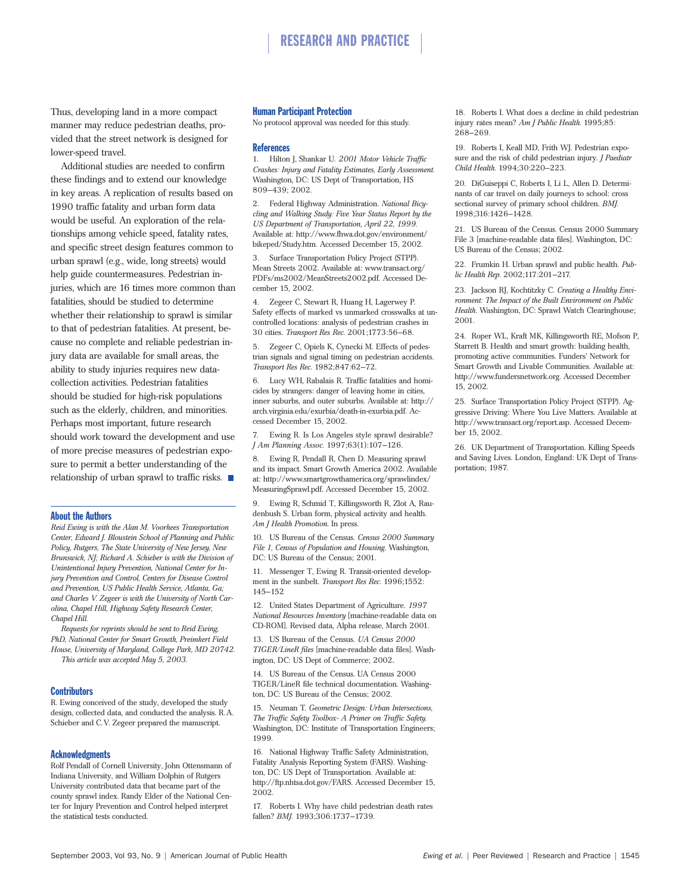Thus, developing land in a more compact manner may reduce pedestrian deaths, provided that the street network is designed for lower-speed travel.

Additional studies are needed to confirm these findings and to extend our knowledge in key areas. A replication of results based on 1990 traffic fatality and urban form data would be useful. An exploration of the relationships among vehicle speed, fatality rates, and specific street design features common to urban sprawl (e.g., wide, long streets) would help guide countermeasures. Pedestrian injuries, which are 16 times more common than fatalities, should be studied to determine whether their relationship to sprawl is similar to that of pedestrian fatalities. At present, because no complete and reliable pedestrian injury data are available for small areas, the ability to study injuries requires new data-collection activities. Pedestrian fatalities should be studied for high-risk populations such as the elderly, children, and minorities. Perhaps most important, future research should work toward the development and use of more precise measures of pedestrian exposure to permit a better understanding of the relationship of urban sprawl to traffic risks. ■

## About the Authors

*Reid Ewing is with the Alan M. Voorhees Transportation Center, Edward J. Bloustein School of Planning and Public Policy, Rutgers, The State University of New Jersey, New Brunswick, NJ; Richard A. Schieber is with the Division of Unintentional Injury Prevention, National Center for Injury Prevention and Control, Centers for Disease Control and Prevention, US Public Health Service, Atlanta, Ga; and Charles V. Zegeer is with the University of North Carolina, Chapel Hill, Highway Safety Research Center, Chapel Hill.*

*Requests for reprints should be sent to Reid Ewing, PhD, National Center for Smart Growth, Preimkert Field House, University of Maryland, College Park, MD 20742.*

*This article was accepted May 5, 2003.*

## Contributors

R. Ewing conceived of the study, developed the study design, collected data, and conducted the analysis. R.A. Schieber and C.V. Zegeer prepared the manuscript.

## Acknowledgments

Rolf Pendall of Cornell University, John Ottensmann of Indiana University, and William Dolphin of Rutgers University contributed data that became part of the county sprawl index. Randy Elder of the National Center for Injury Prevention and Control helped interpret the statistical tests conducted.

## Human Participant Protection

No protocol approval was needed for this study.

## References

1. Hilton J, Shankar U. *2001 Motor Vehicle Traffic Crashes: Injury and Fatality Estimates, Early Assessment.* Washington, DC: US Dept of Transportation, HS 809–439; 2002.

2. Federal Highway Administration. *National Bicycling and Walking Study: Five Year Status Report by the US Department of Transportation, April 22, 1999.* Available at: http://www.fhwa.dot.gov/environment/bikeped/Study.htm. Accessed December 15, 2002.

3. Surface Transportation Policy Project (STPP). Mean Streets 2002. Available at: www.transact.org/PDFs/ms2002/MeanStreets2002.pdf. Accessed December 15, 2002.

4. Zegeer C, Stewart R, Huang H, Lagerwey P. Safety effects of marked vs unmarked crosswalks at uncontrolled locations: analysis of pedestrian crashes in 30 cities. *Transport Res Rec.* 2001;1773:56–68.

5. Zegeer C, Opiels K, Cynecki M. Effects of pedestrian signals and signal timing on pedestrian accidents. *Transport Res Rec.* 1982;847:62–72.

6. Lucy WH, Rabalais R. Traffic fatalities and homicides by strangers: danger of leaving home in cities, inner suburbs, and outer suburbs. Available at: http://arch.virginia.edu/exurbia/death-in-exurbia.pdf. Accessed December 15, 2002.

7. Ewing R. Is Los Angeles style sprawl desirable? *J Am Planning Assoc.* 1997;63(1):107–126.

8. Ewing R, Pendall R, Chen D. Measuring sprawl and its impact. Smart Growth America 2002. Available at: http://www.smartgrowthamerica.org/sprawlindex/MeasuringSprawl.pdf. Accessed December 15, 2002.

9. Ewing R, Schmid T, Killingsworth R, Zlot A, Raudenbush S. Urban form, physical activity and health. *Am J Health Promotion.* In press.

10. US Bureau of the Census. *Census 2000 Summary File 1, Census of Population and Housing.* Washington, DC: US Bureau of the Census; 2001.

11. Messenger T, Ewing R. Transit-oriented development in the sunbelt. *Transport Res Rec.* 1996;1552:145–152

12. United States Department of Agriculture. *1997 National Resources Inventory* [machine-readable data on CD-ROM]. Revised data, Alpha release, March 2001.

13. US Bureau of the Census. *UA Census 2000 TIGER/LineR files* [machine-readable data files]. Washington, DC: US Dept of Commerce; 2002.

14. US Bureau of the Census. UA Census 2000 TIGER/LineR file technical documentation. Washington, DC: US Bureau of the Census; 2002.

15. Neuman T. *Geometric Design: Urban Intersections, The Traffic Safety Toolbox- A Primer on Traffic Safety.* Washington, DC: Institute of Transportation Engineers; 1999.

16. National Highway Traffic Safety Administration, Fatality Analysis Reporting System (FARS). Washington, DC: US Dept of Transportation. Available at: http://ftp.nhtsa.dot.gov/FARS. Accessed December 15, 2002.

17. Roberts I. Why have child pedestrian death rates fallen? *BMJ.* 1993;306:1737–1739.

18. Roberts I. What does a decline in child pedestrian injury rates mean? *Am J Public Health.* 1995;85:268–269.

19. Roberts I, Keall MD, Frith WJ. Pedestrian exposure and the risk of child pedestrian injury. *J Paediatr Child Health.* 1994;30:220–223.

20. DiGuiseppi C, Roberts I, Li L, Allen D. Determinants of car travel on daily journeys to school: cross sectional survey of primary school children. *BMJ.* 1998;316:1426–1428.

21. US Bureau of the Census. Census 2000 Summary File 3 [machine-readable data files]. Washington, DC: US Bureau of the Census; 2002.

22. Frumkin H. Urban sprawl and public health. *Public Health Rep.* 2002;117:201–217.

23. Jackson RJ, Kochtitzky C. *Creating a Healthy Environment: The Impact of the Built Environment on Public Health.* Washington, DC: Sprawl Watch Clearinghouse; 2001.

24. Roper WL, Kraft MK, Killingsworth RE, Mofson P, Starrett B. Health and smart growth: building health, promoting active communities. Funders' Network for Smart Growth and Livable Communities. Available at: http://www.fundersnetwork.org. Accessed December 15, 2002.

25. Surface Transportation Policy Project (STPP). Aggressive Driving: Where You Live Matters. Available at http://www.transact.org/report.asp. Accessed December 15, 2002.

26. UK Department of Transportation. Killing Speeds and Saving Lives. London, England: UK Dept of Transportation; 1987.